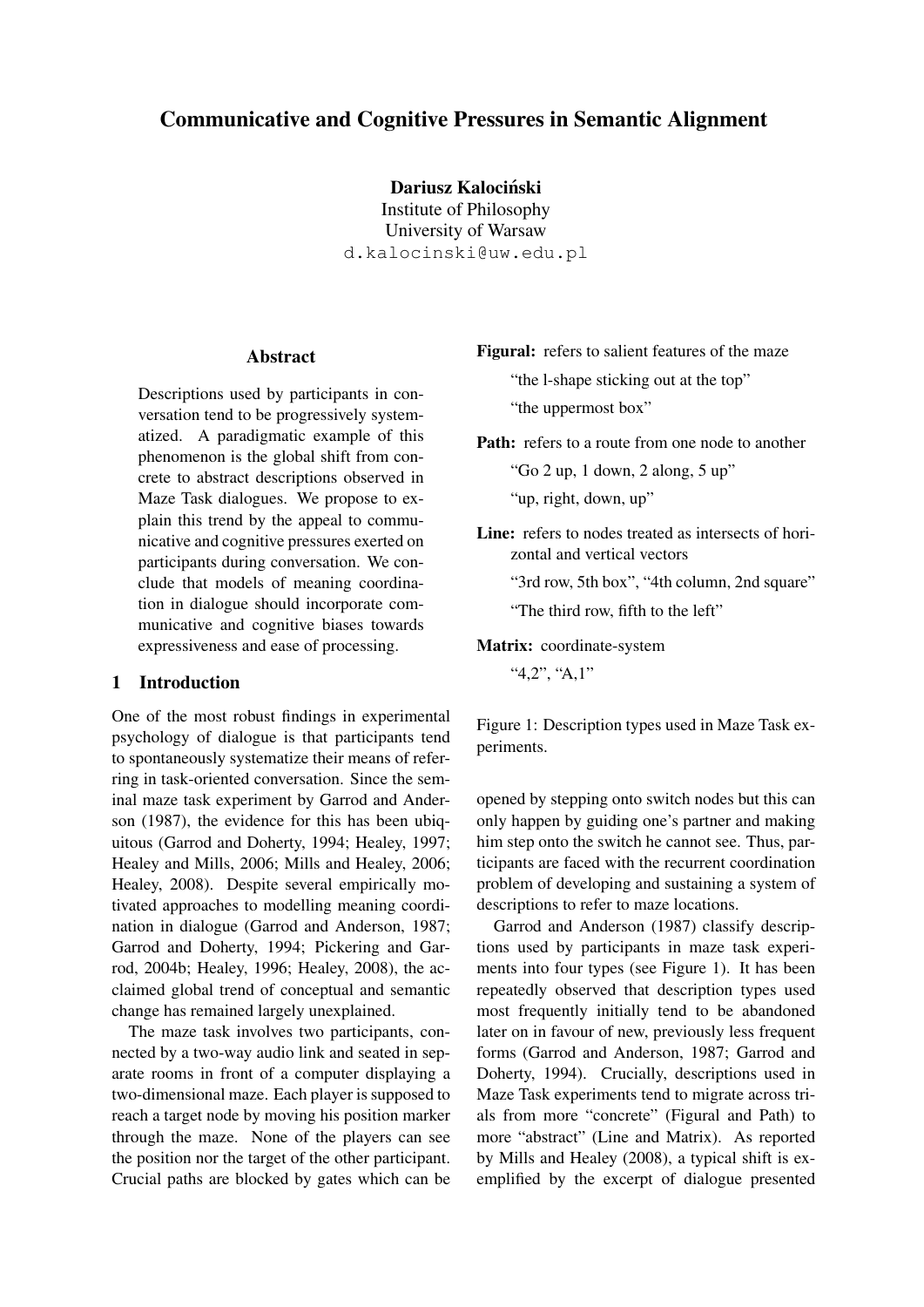# Communicative and Cognitive Pressures in Semantic Alignment

**Dariusz Kalociński**
Institute of Philosophy
University of Warsaw
d.kalocinski@uw.edu.pl

## Abstract

Descriptions used by participants in conversation tend to be progressively systematized. A paradigmatic example of this phenomenon is the global shift from concrete to abstract descriptions observed in Maze Task dialogues. We propose to explain this trend by the appeal to communicative and cognitive pressures exerted on participants during conversation. We conclude that models of meaning coordination in dialogue should incorporate communicative and cognitive biases towards expressiveness and ease of processing.

## 1 Introduction

One of the most robust findings in experimental psychology of dialogue is that participants tend to spontaneously systematize their means of referring in task-oriented conversation. Since the seminal maze task experiment by Garrod and Anderson (1987), the evidence for this has been ubiquitous (Garrod and Doherty, 1994; Healey, 1997; Healey and Mills, 2006; Mills and Healey, 2006; Healey, 2008). Despite several empirically motivated approaches to modelling meaning coordination in dialogue (Garrod and Anderson, 1987; Garrod and Doherty, 1994; Pickering and Garrod, 2004b; Healey, 1996; Healey, 2008), the acclaimed global trend of conceptual and semantic change has remained largely unexplained.

The maze task involves two participants, connected by a two-way audio link and seated in separate rooms in front of a computer displaying a two-dimensional maze. Each player is supposed to reach a target node by moving his position marker through the maze. None of the players can see the position nor the target of the other participant. Crucial paths are blocked by gates which can be opened by stepping onto switch nodes but this can only happen by guiding one's partner and making him step onto the switch he cannot see. Thus, participants are faced with the recurrent coordination problem of developing and sustaining a system of descriptions to refer to maze locations.

**Figural:** refers to salient features of the maze

"the l-shape sticking out at the top"

"the uppermost box"

**Path:** refers to a route from one node to another

"Go 2 up, 1 down, 2 along, 5 up"

"up, right, down, up"

**Line:** refers to nodes treated as intersects of horizontal and vertical vectors

"3rd row, 5th box", "4th column, 2nd square"

"The third row, fifth to the left"

**Matrix:** coordinate-system

"4,2", "A,1"

Figure 1: Description types used in Maze Task experiments.

Garrod and Anderson (1987) classify descriptions used by participants in maze task experiments into four types (see Figure 1). It has been repeatedly observed that description types used most frequently initially tend to be abandoned later on in favour of new, previously less frequent forms (Garrod and Anderson, 1987; Garrod and Doherty, 1994). Crucially, descriptions used in Maze Task experiments tend to migrate across trials from more "concrete" (Figural and Path) to more "abstract" (Line and Matrix). As reported by Mills and Healey (2008), a typical shift is exemplified by the excerpt of dialogue presented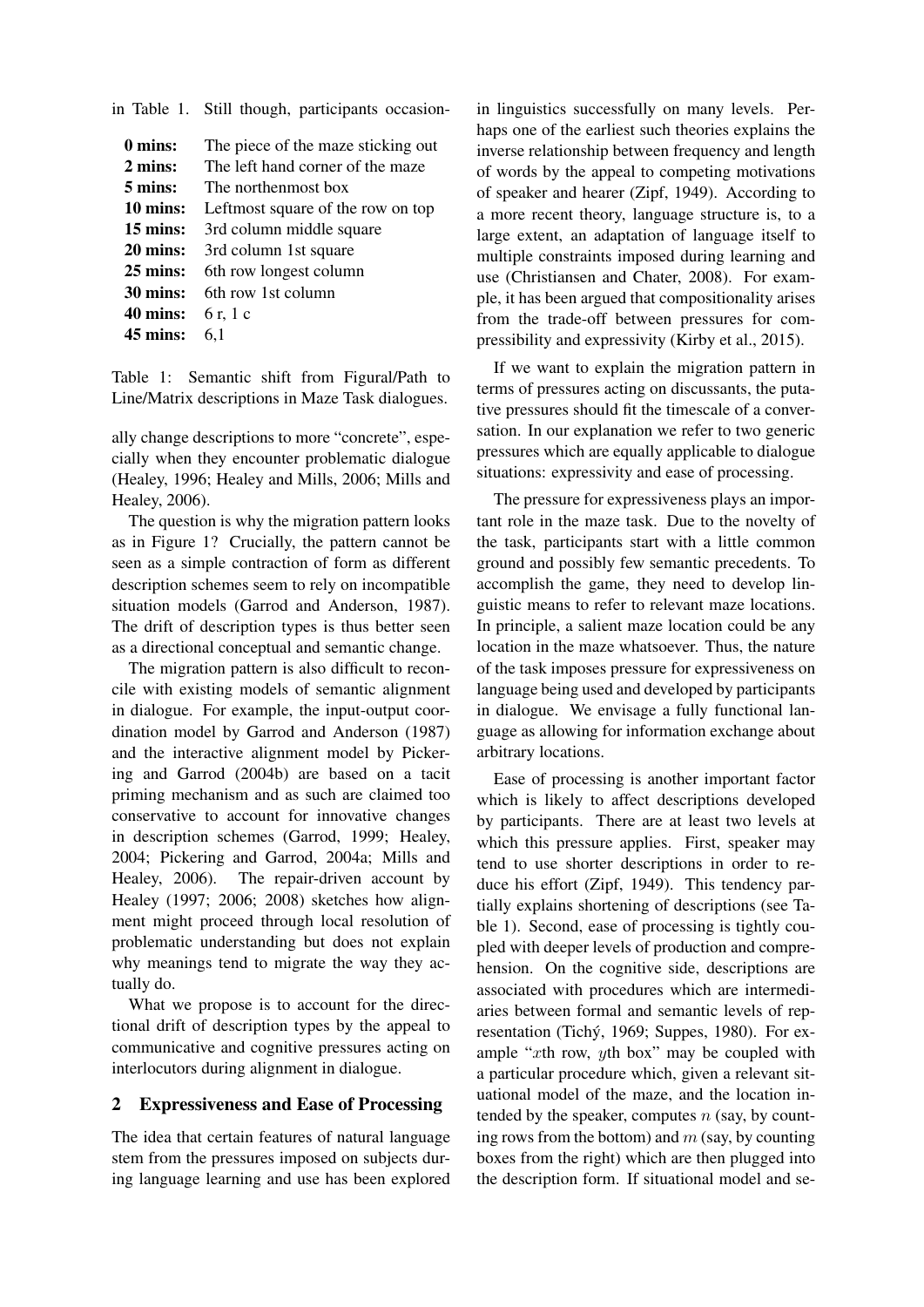in Table 1. Still though, participants occasionally change descriptions to more "concrete", especially when they encounter problematic dialogue (Healey, 1996; Healey and Mills, 2006; Mills and Healey, 2006).

| | |
|---|---|
| **0 mins:** | The piece of the maze sticking out |
| **2 mins:** | The left hand corner of the maze |
| **5 mins:** | The northenmost box |
| **10 mins:** | Leftmost square of the row on top |
| **15 mins:** | 3rd column middle square |
| **20 mins:** | 3rd column 1st square |
| **25 mins:** | 6th row longest column |
| **30 mins:** | 6th row 1st column |
| **40 mins:** | 6 r, 1 c |
| **45 mins:** | 6,1 |

Table 1: Semantic shift from Figural/Path to Line/Matrix descriptions in Maze Task dialogues.

The question is why the migration pattern looks as in Figure 1? Crucially, the pattern cannot be seen as a simple contraction of form as different description schemes seem to rely on incompatible situation models (Garrod and Anderson, 1987). The drift of description types is thus better seen as a directional conceptual and semantic change.

The migration pattern is also difficult to reconcile with existing models of semantic alignment in dialogue. For example, the input-output coordination model by Garrod and Anderson (1987) and the interactive alignment model by Pickering and Garrod (2004b) are based on a tacit priming mechanism and as such are claimed too conservative to account for innovative changes in description schemes (Garrod, 1999; Healey, 2004; Pickering and Garrod, 2004a; Mills and Healey, 2006). The repair-driven account by Healey (1997; 2006; 2008) sketches how alignment might proceed through local resolution of problematic understanding but does not explain why meanings tend to migrate the way they actually do.

What we propose is to account for the directional drift of description types by the appeal to communicative and cognitive pressures acting on interlocutors during alignment in dialogue.

## 2 Expressiveness and Ease of Processing

The idea that certain features of natural language stem from the pressures imposed on subjects during language learning and use has been explored in linguistics successfully on many levels. Perhaps one of the earliest such theories explains the inverse relationship between frequency and length of words by the appeal to competing motivations of speaker and hearer (Zipf, 1949). According to a more recent theory, language structure is, to a large extent, an adaptation of language itself to multiple constraints imposed during learning and use (Christiansen and Chater, 2008). For example, it has been argued that compositionality arises from the trade-off between pressures for compressibility and expressivity (Kirby et al., 2015).

If we want to explain the migration pattern in terms of pressures acting on discussants, the putative pressures should fit the timescale of a conversation. In our explanation we refer to two generic pressures which are equally applicable to dialogue situations: expressivity and ease of processing.

The pressure for expressiveness plays an important role in the maze task. Due to the novelty of the task, participants start with a little common ground and possibly few semantic precedents. To accomplish the game, they need to develop linguistic means to refer to relevant maze locations. In principle, a salient maze location could be any location in the maze whatsoever. Thus, the nature of the task imposes pressure for expressiveness on language being used and developed by participants in dialogue. We envisage a fully functional language as allowing for information exchange about arbitrary locations.

Ease of processing is another important factor which is likely to affect descriptions developed by participants. There are at least two levels at which this pressure applies. First, speaker may tend to use shorter descriptions in order to reduce his effort (Zipf, 1949). This tendency partially explains shortening of descriptions (see Table 1). Second, ease of processing is tightly coupled with deeper levels of production and comprehension. On the cognitive side, descriptions are associated with procedures which are intermediaries between formal and semantic levels of representation (Tichý, 1969; Suppes, 1980). For example "$x$th row, $y$th box" may be coupled with a particular procedure which, given a relevant situational model of the maze, and the location intended by the speaker, computes $n$ (say, by counting rows from the bottom) and $m$ (say, by counting boxes from the right) which are then plugged into the description form. If situational model and se-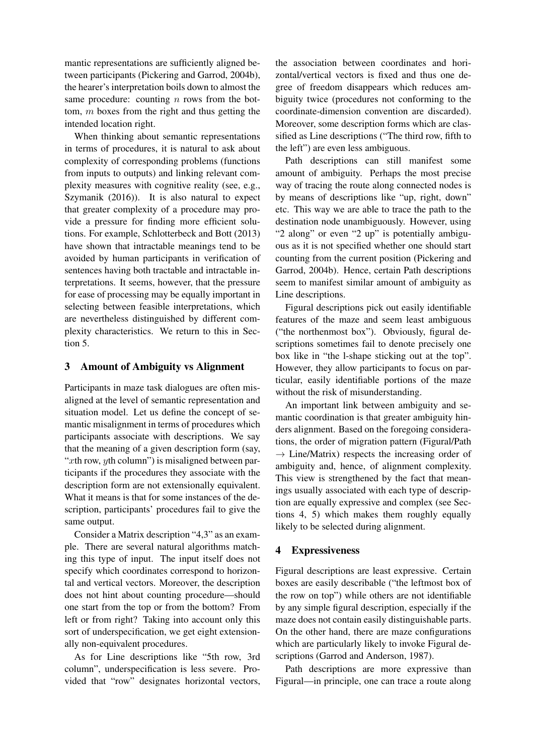mantic representations are sufficiently aligned between participants (Pickering and Garrod, 2004b), the hearer's interpretation boils down to almost the same procedure: counting $n$ rows from the bottom, $m$ boxes from the right and thus getting the intended location right.

When thinking about semantic representations in terms of procedures, it is natural to ask about complexity of corresponding problems (functions from inputs to outputs) and linking relevant complexity measures with cognitive reality (see, e.g., Szymanik (2016)). It is also natural to expect that greater complexity of a procedure may provide a pressure for finding more efficient solutions. For example, Schlotterbeck and Bott (2013) have shown that intractable meanings tend to be avoided by human participants in verification of sentences having both tractable and intractable interpretations. It seems, however, that the pressure for ease of processing may be equally important in selecting between feasible interpretations, which are nevertheless distinguished by different complexity characteristics. We return to this in Section 5.

## 3 Amount of Ambiguity vs Alignment

Participants in maze task dialogues are often misaligned at the level of semantic representation and situation model. Let us define the concept of semantic misalignment in terms of procedures which participants associate with descriptions. We say that the meaning of a given description form (say, "$x$th row, $y$th column") is misaligned between participants if the procedures they associate with the description form are not extensionally equivalent. What it means is that for some instances of the description, participants' procedures fail to give the same output.

Consider a Matrix description "4,3" as an example. There are several natural algorithms matching this type of input. The input itself does not specify which coordinates correspond to horizontal and vertical vectors. Moreover, the description does not hint about counting procedure—should one start from the top or from the bottom? From left or from right? Taking into account only this sort of underspecification, we get eight extensionally non-equivalent procedures.

As for Line descriptions like "5th row, 3rd column", underspecification is less severe. Provided that "row" designates horizontal vectors, the association between coordinates and horizontal/vertical vectors is fixed and thus one degree of freedom disappears which reduces ambiguity twice (procedures not conforming to the coordinate-dimension convention are discarded). Moreover, some description forms which are classified as Line descriptions ("The third row, fifth to the left") are even less ambiguous.

Path descriptions can still manifest some amount of ambiguity. Perhaps the most precise way of tracing the route along connected nodes is by means of descriptions like "up, right, down" etc. This way we are able to trace the path to the destination node unambiguously. However, using "2 along" or even "2 up" is potentially ambiguous as it is not specified whether one should start counting from the current position (Pickering and Garrod, 2004b). Hence, certain Path descriptions seem to manifest similar amount of ambiguity as Line descriptions.

Figural descriptions pick out easily identifiable features of the maze and seem least ambiguous ("the northenmost box"). Obviously, figural descriptions sometimes fail to denote precisely one box like in "the l-shape sticking out at the top". However, they allow participants to focus on particular, easily identifiable portions of the maze without the risk of misunderstanding.

An important link between ambiguity and semantic coordination is that greater ambiguity hinders alignment. Based on the foregoing considerations, the order of migration pattern (Figural/Path $\rightarrow$ Line/Matrix) respects the increasing order of ambiguity and, hence, of alignment complexity. This view is strengthened by the fact that meanings usually associated with each type of description are equally expressive and complex (see Sections 4, 5) which makes them roughly equally likely to be selected during alignment.

## 4 Expressiveness

Figural descriptions are least expressive. Certain boxes are easily describable ("the leftmost box of the row on top") while others are not identifiable by any simple figural description, especially if the maze does not contain easily distinguishable parts. On the other hand, there are maze configurations which are particularly likely to invoke Figural descriptions (Garrod and Anderson, 1987).

Path descriptions are more expressive than Figural—in principle, one can trace a route along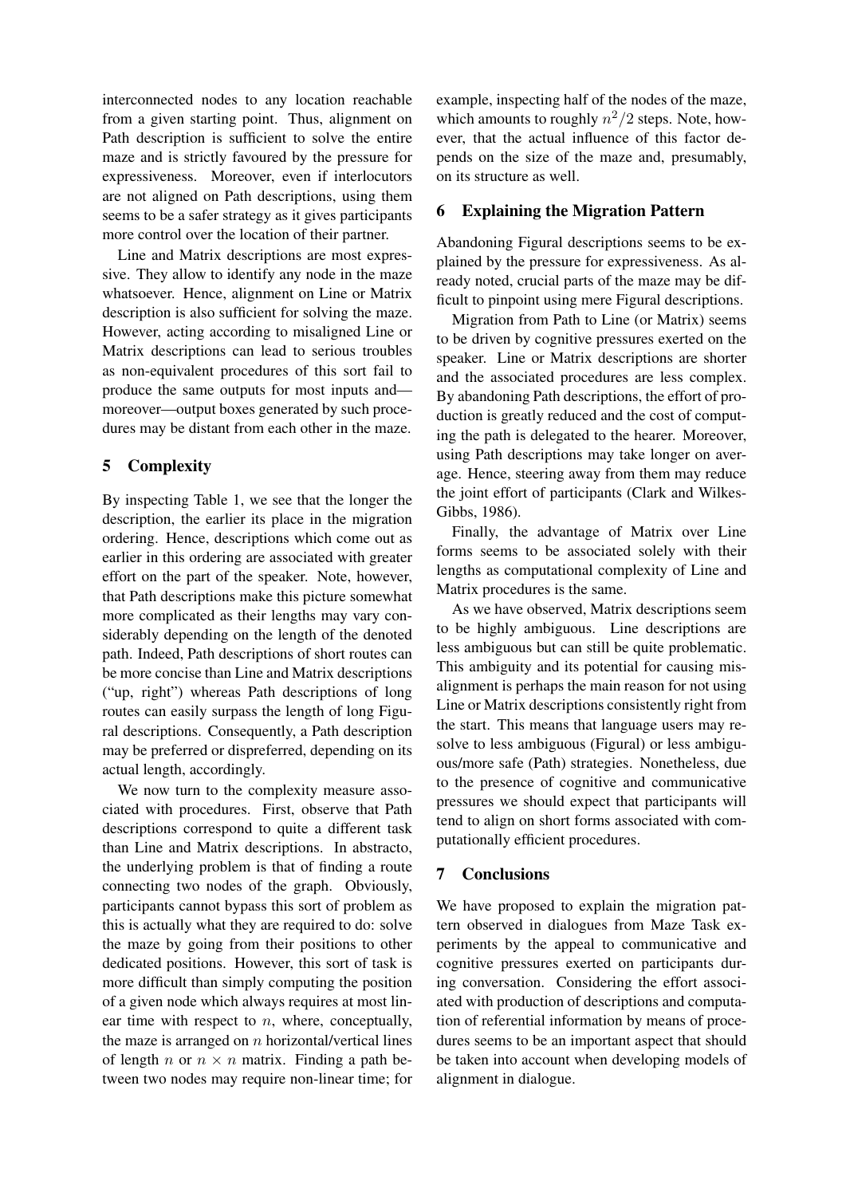interconnected nodes to any location reachable from a given starting point. Thus, alignment on Path description is sufficient to solve the entire maze and is strictly favoured by the pressure for expressiveness. Moreover, even if interlocutors are not aligned on Path descriptions, using them seems to be a safer strategy as it gives participants more control over the location of their partner.

Line and Matrix descriptions are most expressive. They allow to identify any node in the maze whatsoever. Hence, alignment on Line or Matrix description is also sufficient for solving the maze. However, acting according to misaligned Line or Matrix descriptions can lead to serious troubles as non-equivalent procedures of this sort fail to produce the same outputs for most inputs and—moreover—output boxes generated by such procedures may be distant from each other in the maze.

## 5 Complexity

By inspecting Table 1, we see that the longer the description, the earlier its place in the migration ordering. Hence, descriptions which come out as earlier in this ordering are associated with greater effort on the part of the speaker. Note, however, that Path descriptions make this picture somewhat more complicated as their lengths may vary considerably depending on the length of the denoted path. Indeed, Path descriptions of short routes can be more concise than Line and Matrix descriptions ("up, right") whereas Path descriptions of long routes can easily surpass the length of long Figural descriptions. Consequently, a Path description may be preferred or dispreferred, depending on its actual length, accordingly.

We now turn to the complexity measure associated with procedures. First, observe that Path descriptions correspond to quite a different task than Line and Matrix descriptions. In abstracto, the underlying problem is that of finding a route connecting two nodes of the graph. Obviously, participants cannot bypass this sort of problem as this is actually what they are required to do: solve the maze by going from their positions to other dedicated positions. However, this sort of task is more difficult than simply computing the position of a given node which always requires at most linear time with respect to $n$, where, conceptually, the maze is arranged on $n$ horizontal/vertical lines of length $n$ or $n \times n$ matrix. Finding a path between two nodes may require non-linear time; for example, inspecting half of the nodes of the maze, which amounts to roughly $n^2/2$ steps. Note, however, that the actual influence of this factor depends on the size of the maze and, presumably, on its structure as well.

## 6 Explaining the Migration Pattern

Abandoning Figural descriptions seems to be explained by the pressure for expressiveness. As already noted, crucial parts of the maze may be difficult to pinpoint using mere Figural descriptions.

Migration from Path to Line (or Matrix) seems to be driven by cognitive pressures exerted on the speaker. Line or Matrix descriptions are shorter and the associated procedures are less complex. By abandoning Path descriptions, the effort of production is greatly reduced and the cost of computing the path is delegated to the hearer. Moreover, using Path descriptions may take longer on average. Hence, steering away from them may reduce the joint effort of participants (Clark and Wilkes-Gibbs, 1986).

Finally, the advantage of Matrix over Line forms seems to be associated solely with their lengths as computational complexity of Line and Matrix procedures is the same.

As we have observed, Matrix descriptions seem to be highly ambiguous. Line descriptions are less ambiguous but can still be quite problematic. This ambiguity and its potential for causing misalignment is perhaps the main reason for not using Line or Matrix descriptions consistently right from the start. This means that language users may resolve to less ambiguous (Figural) or less ambiguous/more safe (Path) strategies. Nonetheless, due to the presence of cognitive and communicative pressures we should expect that participants will tend to align on short forms associated with computationally efficient procedures.

## 7 Conclusions

We have proposed to explain the migration pattern observed in dialogues from Maze Task experiments by the appeal to communicative and cognitive pressures exerted on participants during conversation. Considering the effort associated with production of descriptions and computation of referential information by means of procedures seems to be an important aspect that should be taken into account when developing models of alignment in dialogue.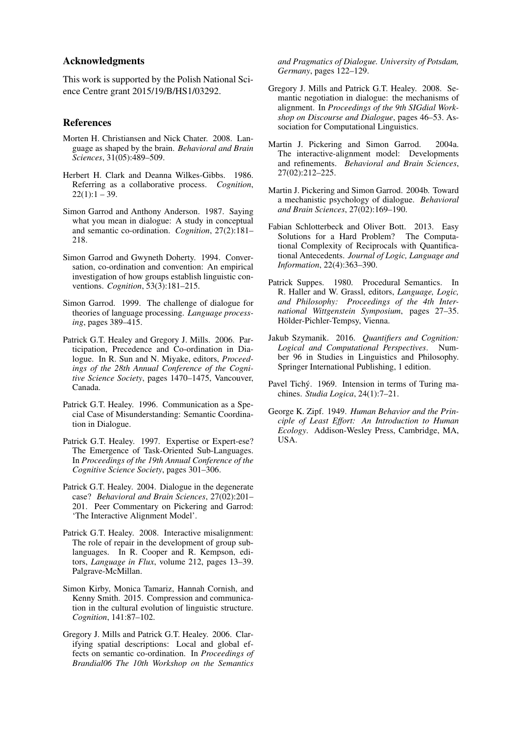## Acknowledgments

This work is supported by the Polish National Science Centre grant 2015/19/B/HS1/03292.

## References

Morten H. Christiansen and Nick Chater. 2008. Language as shaped by the brain. *Behavioral and Brain Sciences*, 31(05):489–509.

Herbert H. Clark and Deanna Wilkes-Gibbs. 1986. Referring as a collaborative process. *Cognition*, 22(1):1 – 39.

Simon Garrod and Anthony Anderson. 1987. Saying what you mean in dialogue: A study in conceptual and semantic co-ordination. *Cognition*, 27(2):181–218.

Simon Garrod and Gwyneth Doherty. 1994. Conversation, co-ordination and convention: An empirical investigation of how groups establish linguistic conventions. *Cognition*, 53(3):181–215.

Simon Garrod. 1999. The challenge of dialogue for theories of language processing. *Language processing*, pages 389–415.

Patrick G.T. Healey and Gregory J. Mills. 2006. Participation, Precedence and Co-ordination in Dialogue. In R. Sun and N. Miyake, editors, *Proceedings of the 28th Annual Conference of the Cognitive Science Society*, pages 1470–1475, Vancouver, Canada.

Patrick G.T. Healey. 1996. Communication as a Special Case of Misunderstanding: Semantic Coordination in Dialogue.

Patrick G.T. Healey. 1997. Expertise or Expert-ese? The Emergence of Task-Oriented Sub-Languages. In *Proceedings of the 19th Annual Conference of the Cognitive Science Society*, pages 301–306.

Patrick G.T. Healey. 2004. Dialogue in the degenerate case? *Behavioral and Brain Sciences*, 27(02):201–201. Peer Commentary on Pickering and Garrod: 'The Interactive Alignment Model'.

Patrick G.T. Healey. 2008. Interactive misalignment: The role of repair in the development of group sub-languages. In R. Cooper and R. Kempson, editors, *Language in Flux*, volume 212, pages 13–39. Palgrave-McMillan.

Simon Kirby, Monica Tamariz, Hannah Cornish, and Kenny Smith. 2015. Compression and communication in the cultural evolution of linguistic structure. *Cognition*, 141:87–102.

Gregory J. Mills and Patrick G.T. Healey. 2006. Clarifying spatial descriptions: Local and global effects on semantic co-ordination. In *Proceedings of Brandial06 The 10th Workshop on the Semantics and Pragmatics of Dialogue. University of Potsdam, Germany*, pages 122–129.

Gregory J. Mills and Patrick G.T. Healey. 2008. Semantic negotiation in dialogue: the mechanisms of alignment. In *Proceedings of the 9th SIGdial Workshop on Discourse and Dialogue*, pages 46–53. Association for Computational Linguistics.

Martin J. Pickering and Simon Garrod. 2004a. The interactive-alignment model: Developments and refinements. *Behavioral and Brain Sciences*, 27(02):212–225.

Martin J. Pickering and Simon Garrod. 2004b. Toward a mechanistic psychology of dialogue. *Behavioral and Brain Sciences*, 27(02):169–190.

Fabian Schlotterbeck and Oliver Bott. 2013. Easy Solutions for a Hard Problem? The Computational Complexity of Reciprocals with Quantificational Antecedents. *Journal of Logic, Language and Information*, 22(4):363–390.

Patrick Suppes. 1980. Procedural Semantics. In R. Haller and W. Grassl, editors, *Language, Logic, and Philosophy: Proceedings of the 4th International Wittgenstein Symposium*, pages 27–35. Hölder-Pichler-Tempsy, Vienna.

Jakub Szymanik. 2016. *Quantifiers and Cognition: Logical and Computational Perspectives*. Number 96 in Studies in Linguistics and Philosophy. Springer International Publishing, 1 edition.

Pavel Tichý. 1969. Intension in terms of Turing machines. *Studia Logica*, 24(1):7–21.

George K. Zipf. 1949. *Human Behavior and the Principle of Least Effort: An Introduction to Human Ecology*. Addison-Wesley Press, Cambridge, MA, USA.